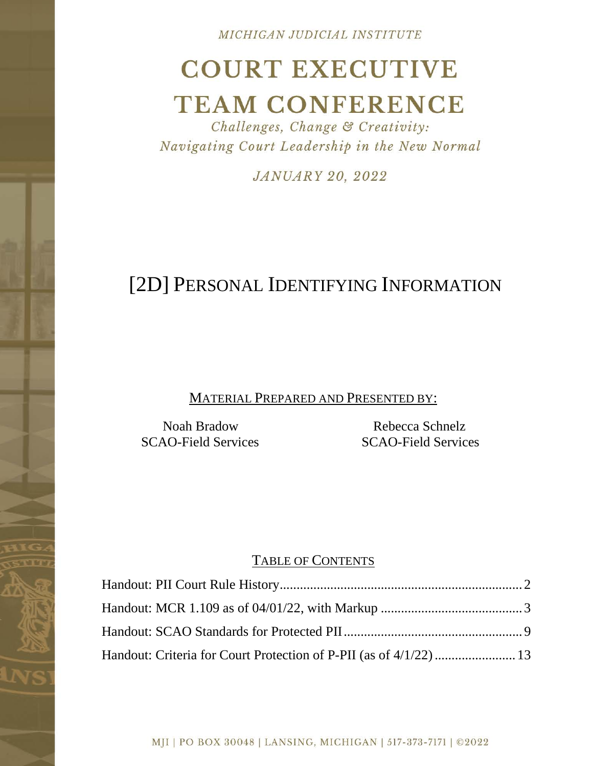MICHIGAN JUDICIAL INSTITUTE

# COURT EXECUTIVE TEAM CONFERENCE

*Challenges, Change & Creativity: Navigating Court Leadership in the New Normal*

*JANUARY 20, 2022*

## [2D] PERSONAL IDENTIFYING INFORMATION

MATERIAL PREPARED AND PRESENTED BY:

Noah Bradow
SCAO-Field Services

Rebecca Schnelz
SCAO-Field Services

TABLE OF CONTENTS

| | |
|---|---|
| Handout: PII Court Rule History | 2 |
| Handout: MCR 1.109 as of 04/01/22, with Markup | 3 |
| Handout: SCAO Standards for Protected PII | 9 |
| Handout: Criteria for Court Protection of P-PII (as of 4/1/22) | 13 |

MJI | PO BOX 30048 | LANSING, MICHIGAN | 517-373-7171 | ©2022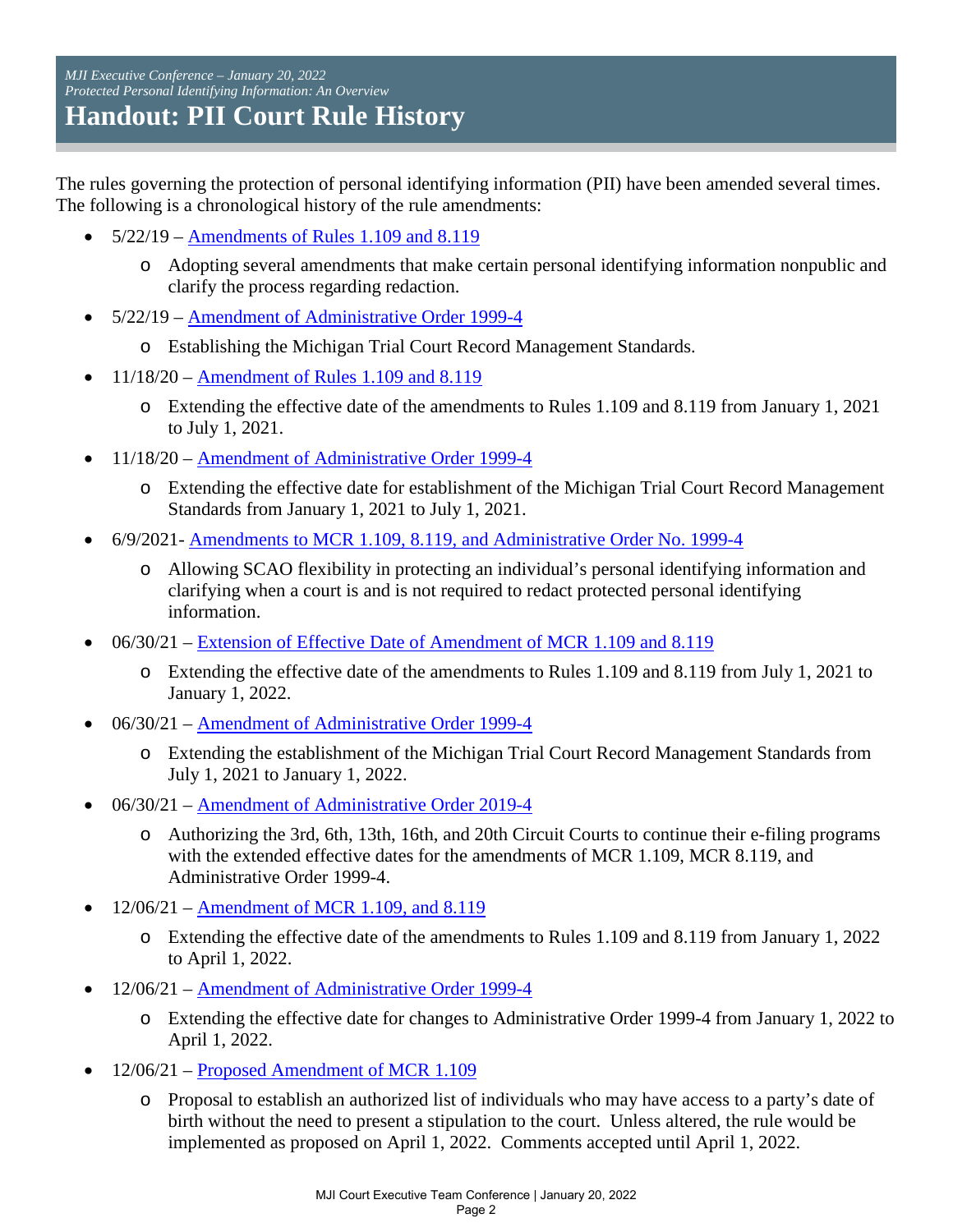*MJI Executive Conference – January 20, 2022*
*Protected Personal Identifying Information: An Overview*

# Handout: PII Court Rule History

The rules governing the protection of personal identifying information (PII) have been amended several times. The following is a chronological history of the rule amendments:

- 5/22/19 – Amendments of Rules 1.109 and 8.119
  - Adopting several amendments that make certain personal identifying information nonpublic and clarify the process regarding redaction.
- 5/22/19 – Amendment of Administrative Order 1999-4
  - Establishing the Michigan Trial Court Record Management Standards.
- 11/18/20 – Amendment of Rules 1.109 and 8.119
  - Extending the effective date of the amendments to Rules 1.109 and 8.119 from January 1, 2021 to July 1, 2021.
- 11/18/20 – Amendment of Administrative Order 1999-4
  - Extending the effective date for establishment of the Michigan Trial Court Record Management Standards from January 1, 2021 to July 1, 2021.
- 6/9/2021- Amendments to MCR 1.109, 8.119, and Administrative Order No. 1999-4
  - Allowing SCAO flexibility in protecting an individual's personal identifying information and clarifying when a court is and is not required to redact protected personal identifying information.
- 06/30/21 – Extension of Effective Date of Amendment of MCR 1.109 and 8.119
  - Extending the effective date of the amendments to Rules 1.109 and 8.119 from July 1, 2021 to January 1, 2022.
- 06/30/21 – Amendment of Administrative Order 1999-4
  - Extending the establishment of the Michigan Trial Court Record Management Standards from July 1, 2021 to January 1, 2022.
- 06/30/21 – Amendment of Administrative Order 2019-4
  - Authorizing the 3rd, 6th, 13th, 16th, and 20th Circuit Courts to continue their e-filing programs with the extended effective dates for the amendments of MCR 1.109, MCR 8.119, and Administrative Order 1999-4.
- 12/06/21 – Amendment of MCR 1.109, and 8.119
  - Extending the effective date of the amendments to Rules 1.109 and 8.119 from January 1, 2022 to April 1, 2022.
- 12/06/21 – Amendment of Administrative Order 1999-4
  - Extending the effective date for changes to Administrative Order 1999-4 from January 1, 2022 to April 1, 2022.
- 12/06/21 – Proposed Amendment of MCR 1.109
  - Proposal to establish an authorized list of individuals who may have access to a party's date of birth without the need to present a stipulation to the court. Unless altered, the rule would be implemented as proposed on April 1, 2022. Comments accepted until April 1, 2022.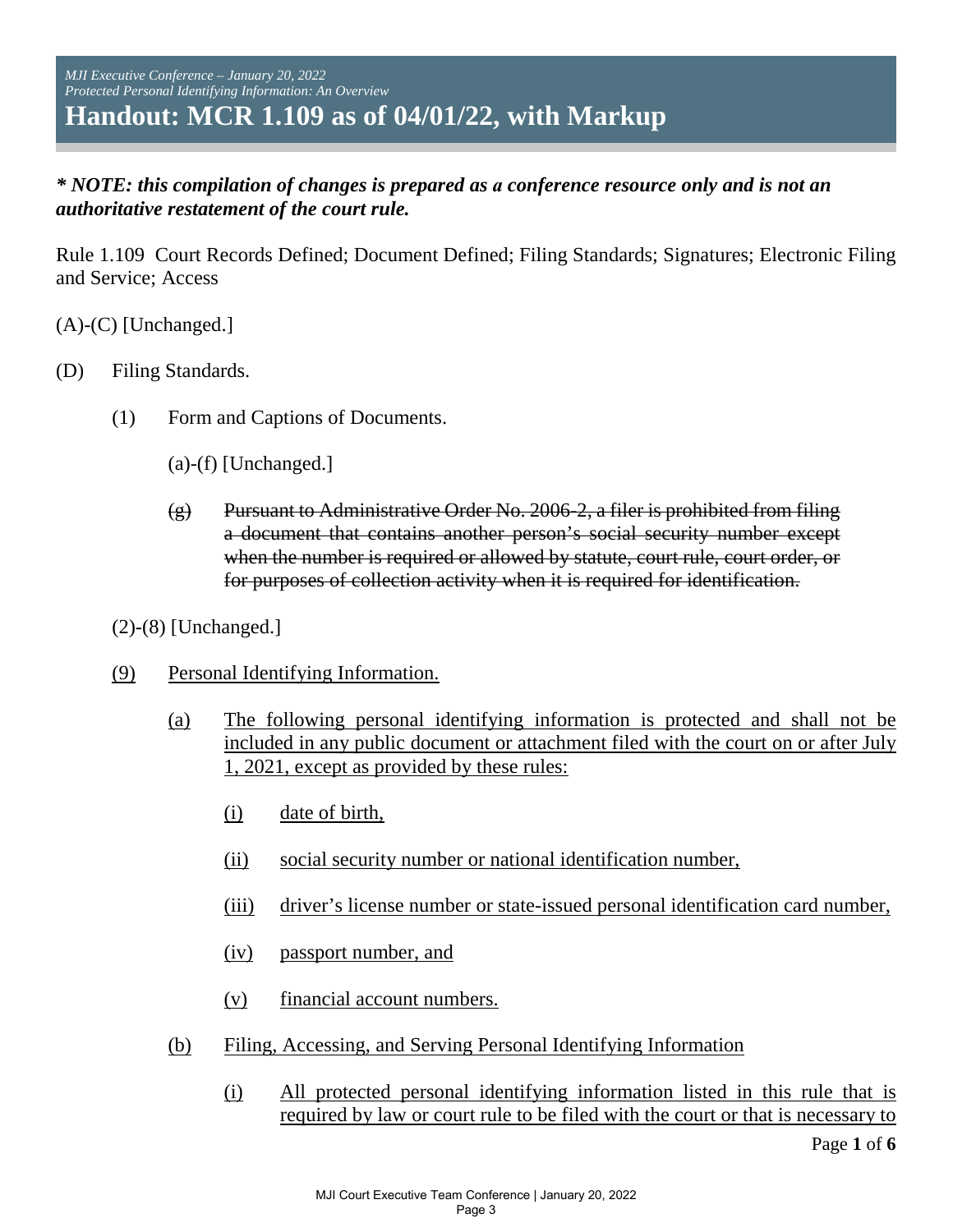*MJI Executive Conference – January 20, 2022*
*Protected Personal Identifying Information: An Overview*

# Handout: MCR 1.109 as of 04/01/22, with Markup

***\* NOTE: this compilation of changes is prepared as a conference resource only and is not an authoritative restatement of the court rule.***

Rule 1.109 Court Records Defined; Document Defined; Filing Standards; Signatures; Electronic Filing and Service; Access

(A)-(C) [Unchanged.]

(D) Filing Standards.

(1) Form and Captions of Documents.

(a)-(f) [Unchanged.]

~~(g) Pursuant to Administrative Order No. 2006-2, a filer is prohibited from filing a document that contains another person's social security number except when the number is required or allowed by statute, court rule, court order, or for purposes of collection activity when it is required for identification.~~

(2)-(8) [Unchanged.]

<u>(9) Personal Identifying Information.</u>

<u>(a) The following personal identifying information is protected and shall not be included in any public document or attachment filed with the court on or after July 1, 2021, except as provided by these rules:</u>

<u>(i) date of birth,</u>

<u>(ii) social security number or national identification number,</u>

<u>(iii) driver's license number or state-issued personal identification card number,</u>

<u>(iv) passport number, and</u>

<u>(v) financial account numbers.</u>

<u>(b) Filing, Accessing, and Serving Personal Identifying Information</u>

<u>(i) All protected personal identifying information listed in this rule that is required by law or court rule to be filed with the court or that is necessary to</u>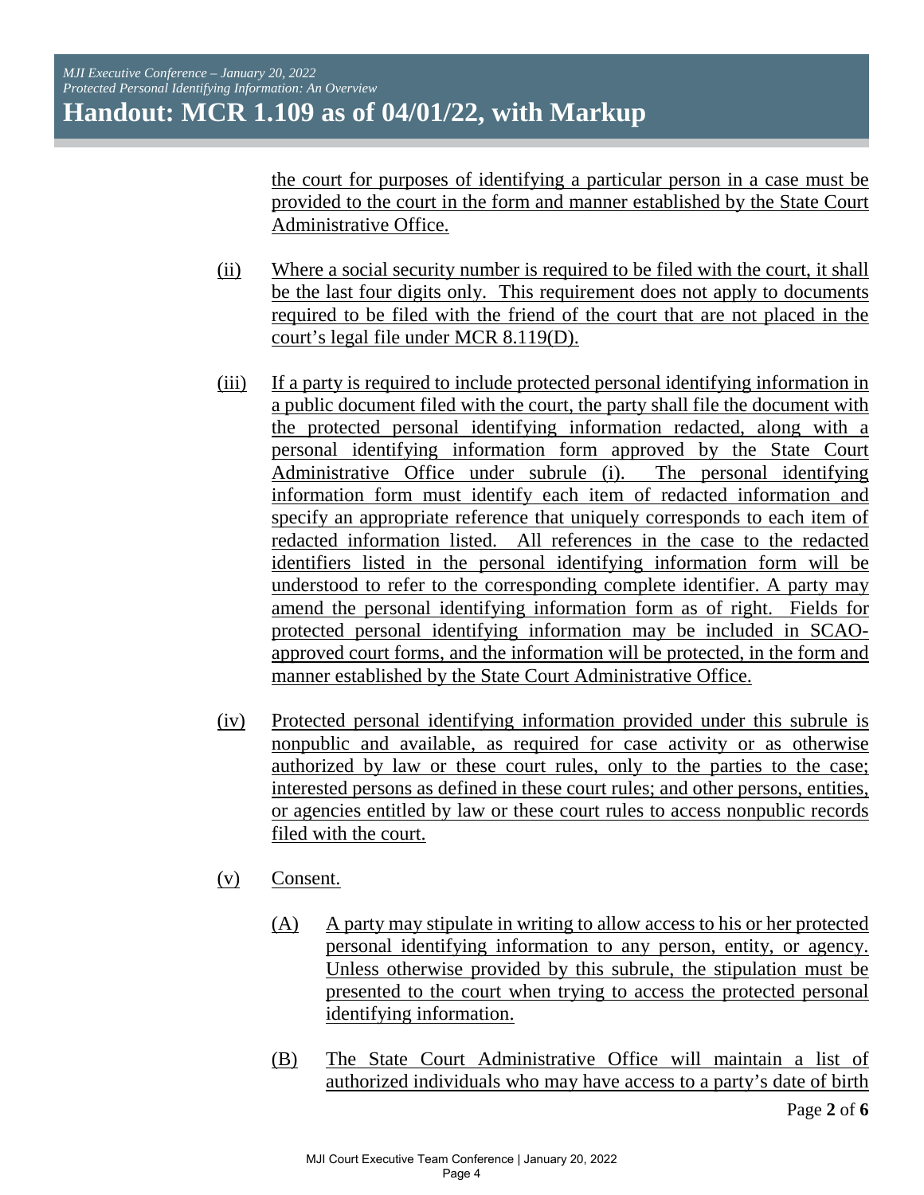the court for purposes of identifying a particular person in a case must be provided to the court in the form and manner established by the State Court Administrative Office.

(ii) Where a social security number is required to be filed with the court, it shall be the last four digits only. This requirement does not apply to documents required to be filed with the friend of the court that are not placed in the court's legal file under MCR 8.119(D).

(iii) If a party is required to include protected personal identifying information in a public document filed with the court, the party shall file the document with the protected personal identifying information redacted, along with a personal identifying information form approved by the State Court Administrative Office under subrule (i). The personal identifying information form must identify each item of redacted information and specify an appropriate reference that uniquely corresponds to each item of redacted information listed. All references in the case to the redacted identifiers listed in the personal identifying information form will be understood to refer to the corresponding complete identifier. A party may amend the personal identifying information form as of right. Fields for protected personal identifying information may be included in SCAO-approved court forms, and the information will be protected, in the form and manner established by the State Court Administrative Office.

(iv) Protected personal identifying information provided under this subrule is nonpublic and available, as required for case activity or as otherwise authorized by law or these court rules, only to the parties to the case; interested persons as defined in these court rules; and other persons, entities, or agencies entitled by law or these court rules to access nonpublic records filed with the court.

(v) Consent.

(A) A party may stipulate in writing to allow access to his or her protected personal identifying information to any person, entity, or agency. Unless otherwise provided by this subrule, the stipulation must be presented to the court when trying to access the protected personal identifying information.

(B) The State Court Administrative Office will maintain a list of authorized individuals who may have access to a party's date of birth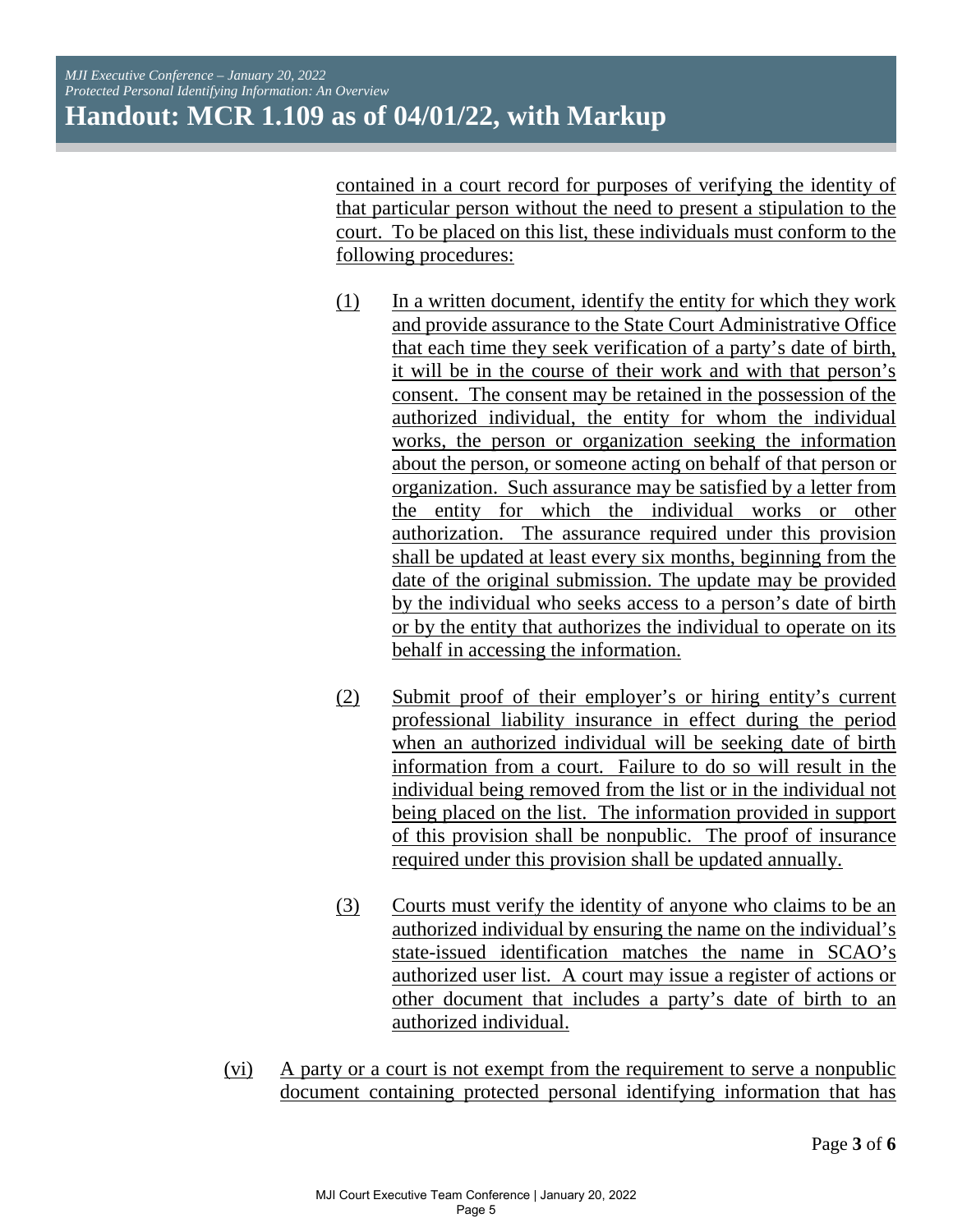contained in a court record for purposes of verifying the identity of that particular person without the need to present a stipulation to the court. To be placed on this list, these individuals must conform to the following procedures:

(1) In a written document, identify the entity for which they work and provide assurance to the State Court Administrative Office that each time they seek verification of a party's date of birth, it will be in the course of their work and with that person's consent. The consent may be retained in the possession of the authorized individual, the entity for whom the individual works, the person or organization seeking the information about the person, or someone acting on behalf of that person or organization. Such assurance may be satisfied by a letter from the entity for which the individual works or other authorization. The assurance required under this provision shall be updated at least every six months, beginning from the date of the original submission. The update may be provided by the individual who seeks access to a person's date of birth or by the entity that authorizes the individual to operate on its behalf in accessing the information.

(2) Submit proof of their employer's or hiring entity's current professional liability insurance in effect during the period when an authorized individual will be seeking date of birth information from a court. Failure to do so will result in the individual being removed from the list or in the individual not being placed on the list. The information provided in support of this provision shall be nonpublic. The proof of insurance required under this provision shall be updated annually.

(3) Courts must verify the identity of anyone who claims to be an authorized individual by ensuring the name on the individual's state-issued identification matches the name in SCAO's authorized user list. A court may issue a register of actions or other document that includes a party's date of birth to an authorized individual.

(vi) A party or a court is not exempt from the requirement to serve a nonpublic document containing protected personal identifying information that has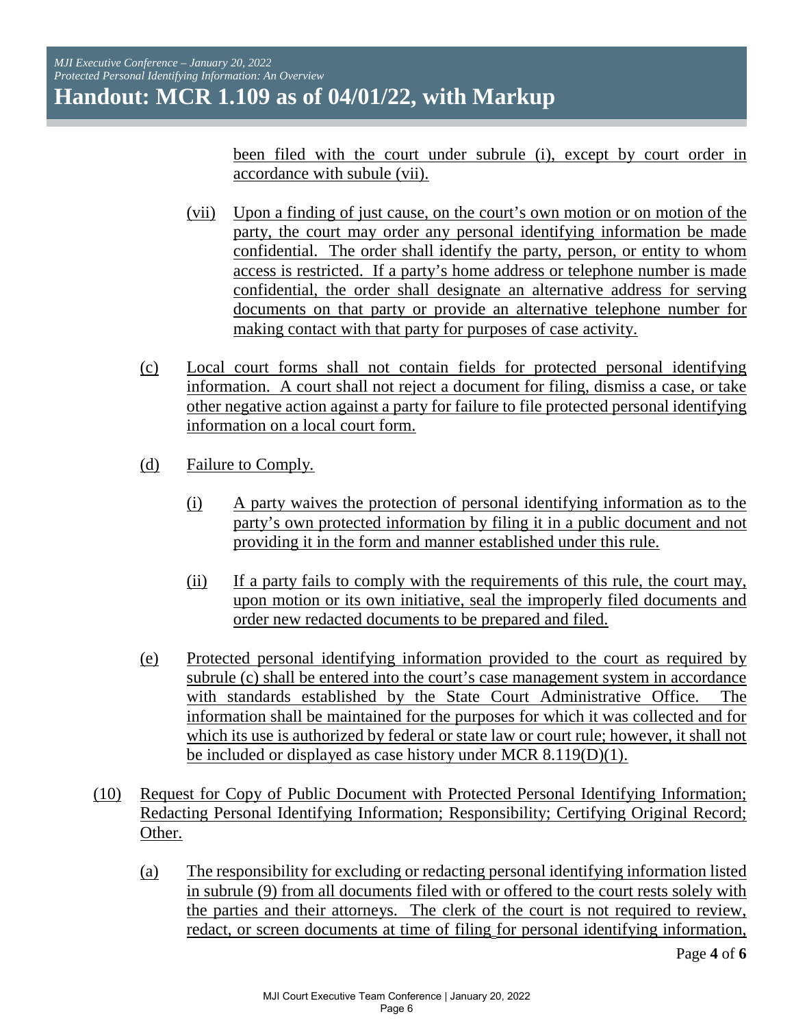been filed with the court under subrule (i), except by court order in accordance with subule (vii).

(vii) Upon a finding of just cause, on the court's own motion or on motion of the party, the court may order any personal identifying information be made confidential. The order shall identify the party, person, or entity to whom access is restricted. If a party's home address or telephone number is made confidential, the order shall designate an alternative address for serving documents on that party or provide an alternative telephone number for making contact with that party for purposes of case activity.

(c) Local court forms shall not contain fields for protected personal identifying information. A court shall not reject a document for filing, dismiss a case, or take other negative action against a party for failure to file protected personal identifying information on a local court form.

(d) Failure to Comply.

(i) A party waives the protection of personal identifying information as to the party's own protected information by filing it in a public document and not providing it in the form and manner established under this rule.

(ii) If a party fails to comply with the requirements of this rule, the court may, upon motion or its own initiative, seal the improperly filed documents and order new redacted documents to be prepared and filed.

(e) Protected personal identifying information provided to the court as required by subrule (c) shall be entered into the court's case management system in accordance with standards established by the State Court Administrative Office. The information shall be maintained for the purposes for which it was collected and for which its use is authorized by federal or state law or court rule; however, it shall not be included or displayed as case history under MCR 8.119(D)(1).

(10) Request for Copy of Public Document with Protected Personal Identifying Information; Redacting Personal Identifying Information; Responsibility; Certifying Original Record; Other.

(a) The responsibility for excluding or redacting personal identifying information listed in subrule (9) from all documents filed with or offered to the court rests solely with the parties and their attorneys. The clerk of the court is not required to review, redact, or screen documents at time of filing for personal identifying information,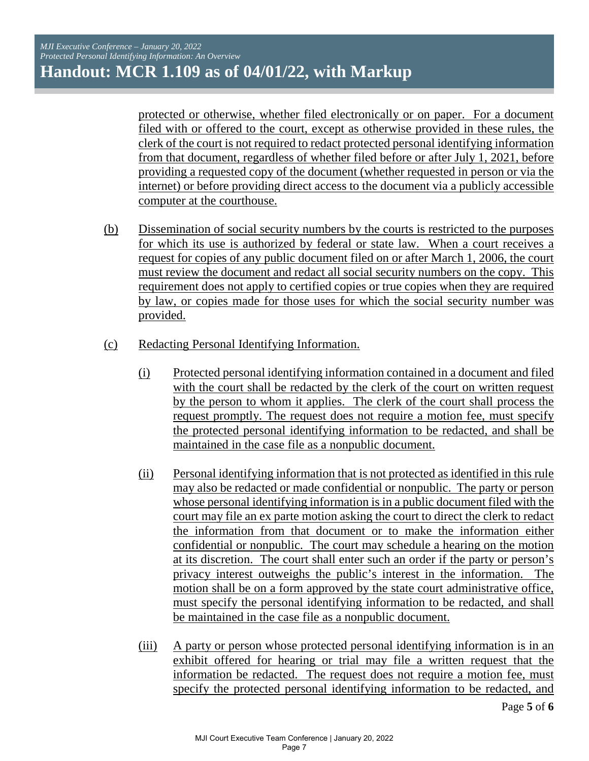protected or otherwise, whether filed electronically or on paper. For a document filed with or offered to the court, except as otherwise provided in these rules, the clerk of the court is not required to redact protected personal identifying information from that document, regardless of whether filed before or after July 1, 2021, before providing a requested copy of the document (whether requested in person or via the internet) or before providing direct access to the document via a publicly accessible computer at the courthouse.

(b) Dissemination of social security numbers by the courts is restricted to the purposes for which its use is authorized by federal or state law. When a court receives a request for copies of any public document filed on or after March 1, 2006, the court must review the document and redact all social security numbers on the copy. This requirement does not apply to certified copies or true copies when they are required by law, or copies made for those uses for which the social security number was provided.

(c) Redacting Personal Identifying Information.

(i) Protected personal identifying information contained in a document and filed with the court shall be redacted by the clerk of the court on written request by the person to whom it applies. The clerk of the court shall process the request promptly. The request does not require a motion fee, must specify the protected personal identifying information to be redacted, and shall be maintained in the case file as a nonpublic document.

(ii) Personal identifying information that is not protected as identified in this rule may also be redacted or made confidential or nonpublic. The party or person whose personal identifying information is in a public document filed with the court may file an ex parte motion asking the court to direct the clerk to redact the information from that document or to make the information either confidential or nonpublic. The court may schedule a hearing on the motion at its discretion. The court shall enter such an order if the party or person's privacy interest outweighs the public's interest in the information. The motion shall be on a form approved by the state court administrative office, must specify the personal identifying information to be redacted, and shall be maintained in the case file as a nonpublic document.

(iii) A party or person whose protected personal identifying information is in an exhibit offered for hearing or trial may file a written request that the information be redacted. The request does not require a motion fee, must specify the protected personal identifying information to be redacted, and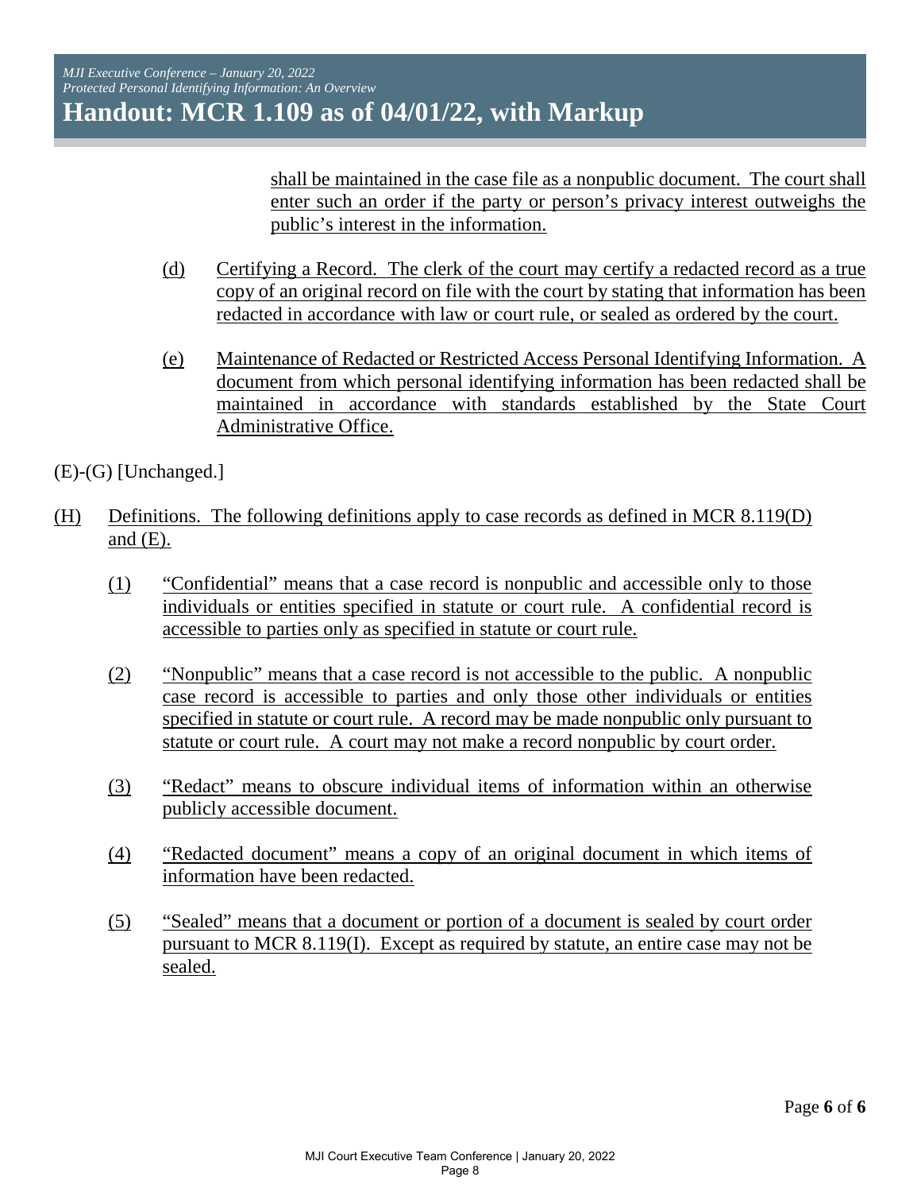shall be maintained in the case file as a nonpublic document. The court shall enter such an order if the party or person's privacy interest outweighs the public's interest in the information.

(d) Certifying a Record. The clerk of the court may certify a redacted record as a true copy of an original record on file with the court by stating that information has been redacted in accordance with law or court rule, or sealed as ordered by the court.

(e) Maintenance of Redacted or Restricted Access Personal Identifying Information. A document from which personal identifying information has been redacted shall be maintained in accordance with standards established by the State Court Administrative Office.

(E)-(G) [Unchanged.]

(H) Definitions. The following definitions apply to case records as defined in MCR 8.119(D) and (E).

(1) "Confidential" means that a case record is nonpublic and accessible only to those individuals or entities specified in statute or court rule. A confidential record is accessible to parties only as specified in statute or court rule.

(2) "Nonpublic" means that a case record is not accessible to the public. A nonpublic case record is accessible to parties and only those other individuals or entities specified in statute or court rule. A record may be made nonpublic only pursuant to statute or court rule. A court may not make a record nonpublic by court order.

(3) "Redact" means to obscure individual items of information within an otherwise publicly accessible document.

(4) "Redacted document" means a copy of an original document in which items of information have been redacted.

(5) "Sealed" means that a document or portion of a document is sealed by court order pursuant to MCR 8.119(I). Except as required by statute, an entire case may not be sealed.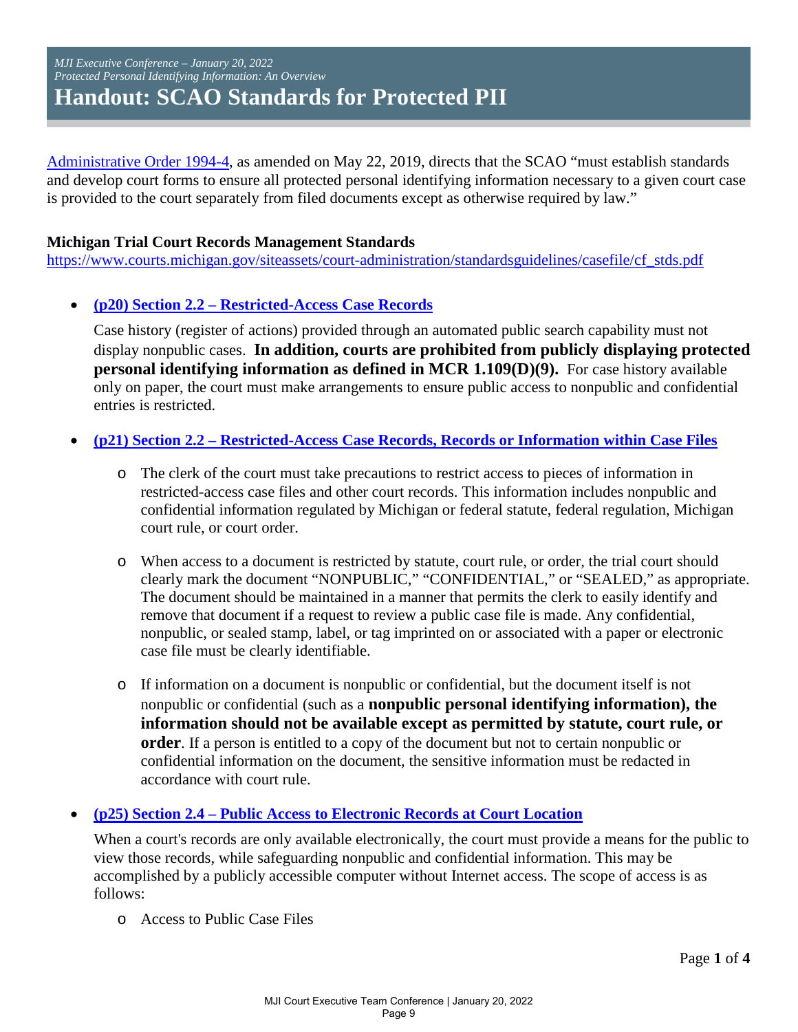*MJI Executive Conference – January 20, 2022*
*Protected Personal Identifying Information: An Overview*

# Handout: SCAO Standards for Protected PII

Administrative Order 1994-4, as amended on May 22, 2019, directs that the SCAO "must establish standards and develop court forms to ensure all protected personal identifying information necessary to a given court case is provided to the court separately from filed documents except as otherwise required by law."

**Michigan Trial Court Records Management Standards**
https://www.courts.michigan.gov/siteassets/court-administration/standardsguidelines/casefile/cf_stds.pdf

- **(p20) Section 2.2 – Restricted-Access Case Records**

  Case history (register of actions) provided through an automated public search capability must not display nonpublic cases. **In addition, courts are prohibited from publicly displaying protected personal identifying information as defined in MCR 1.109(D)(9).** For case history available only on paper, the court must make arrangements to ensure public access to nonpublic and confidential entries is restricted.

- **(p21) Section 2.2 – Restricted-Access Case Records, Records or Information within Case Files**

  - The clerk of the court must take precautions to restrict access to pieces of information in restricted-access case files and other court records. This information includes nonpublic and confidential information regulated by Michigan or federal statute, federal regulation, Michigan court rule, or court order.

  - When access to a document is restricted by statute, court rule, or order, the trial court should clearly mark the document "NONPUBLIC," "CONFIDENTIAL," or "SEALED," as appropriate. The document should be maintained in a manner that permits the clerk to easily identify and remove that document if a request to review a public case file is made. Any confidential, nonpublic, or sealed stamp, label, or tag imprinted on or associated with a paper or electronic case file must be clearly identifiable.

  - If information on a document is nonpublic or confidential, but the document itself is not nonpublic or confidential (such as a **nonpublic personal identifying information), the information should not be available except as permitted by statute, court rule, or order**. If a person is entitled to a copy of the document but not to certain nonpublic or confidential information on the document, the sensitive information must be redacted in accordance with court rule.

- **(p25) Section 2.4 – Public Access to Electronic Records at Court Location**

  When a court's records are only available electronically, the court must provide a means for the public to view those records, while safeguarding nonpublic and confidential information. This may be accomplished by a publicly accessible computer without Internet access. The scope of access is as follows:

  - Access to Public Case Files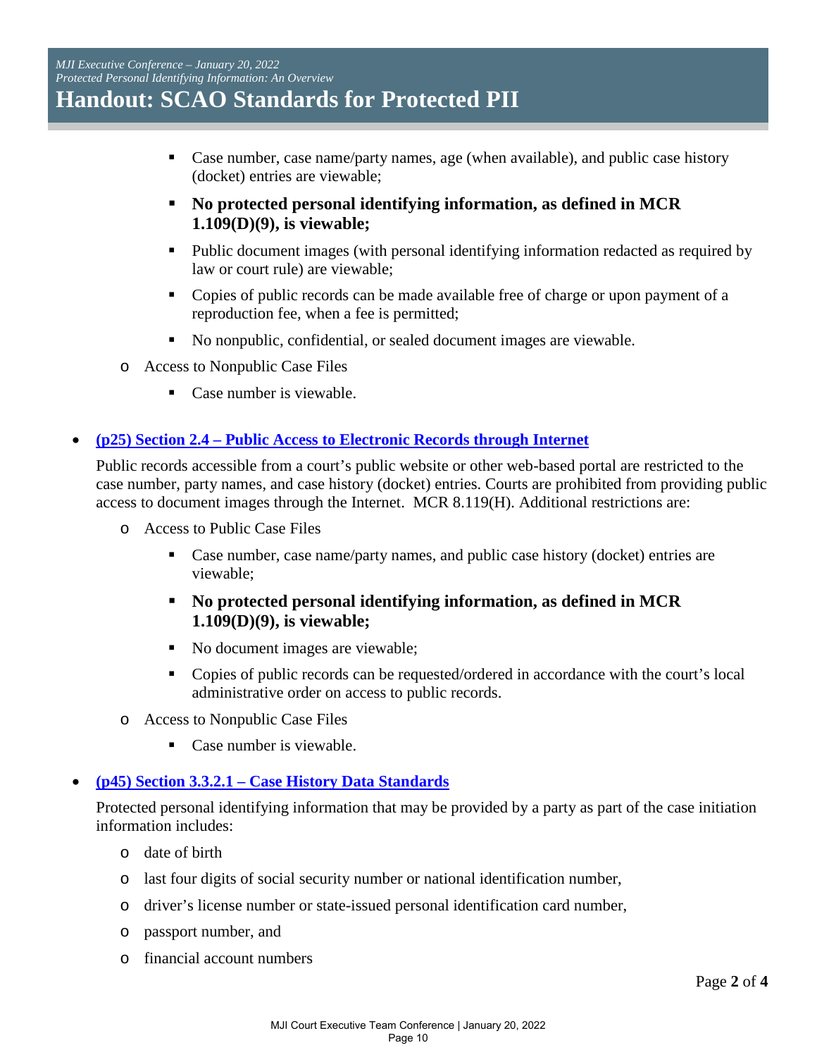- Case number, case name/party names, age (when available), and public case history (docket) entries are viewable;
- **No protected personal identifying information, as defined in MCR 1.109(D)(9), is viewable;**
- Public document images (with personal identifying information redacted as required by law or court rule) are viewable;
- Copies of public records can be made available free of charge or upon payment of a reproduction fee, when a fee is permitted;
- No nonpublic, confidential, or sealed document images are viewable.

- Access to Nonpublic Case Files
  - Case number is viewable.

- **(p25) Section 2.4 – Public Access to Electronic Records through Internet**

  Public records accessible from a court's public website or other web-based portal are restricted to the case number, party names, and case history (docket) entries. Courts are prohibited from providing public access to document images through the Internet. MCR 8.119(H). Additional restrictions are:

  - Access to Public Case Files
    - Case number, case name/party names, and public case history (docket) entries are viewable;
    - **No protected personal identifying information, as defined in MCR 1.109(D)(9), is viewable;**
    - No document images are viewable;
    - Copies of public records can be requested/ordered in accordance with the court's local administrative order on access to public records.
  - Access to Nonpublic Case Files
    - Case number is viewable.

- **(p45) Section 3.3.2.1 – Case History Data Standards**

  Protected personal identifying information that may be provided by a party as part of the case initiation information includes:

  - date of birth
  - last four digits of social security number or national identification number,
  - driver's license number or state-issued personal identification card number,
  - passport number, and
  - financial account numbers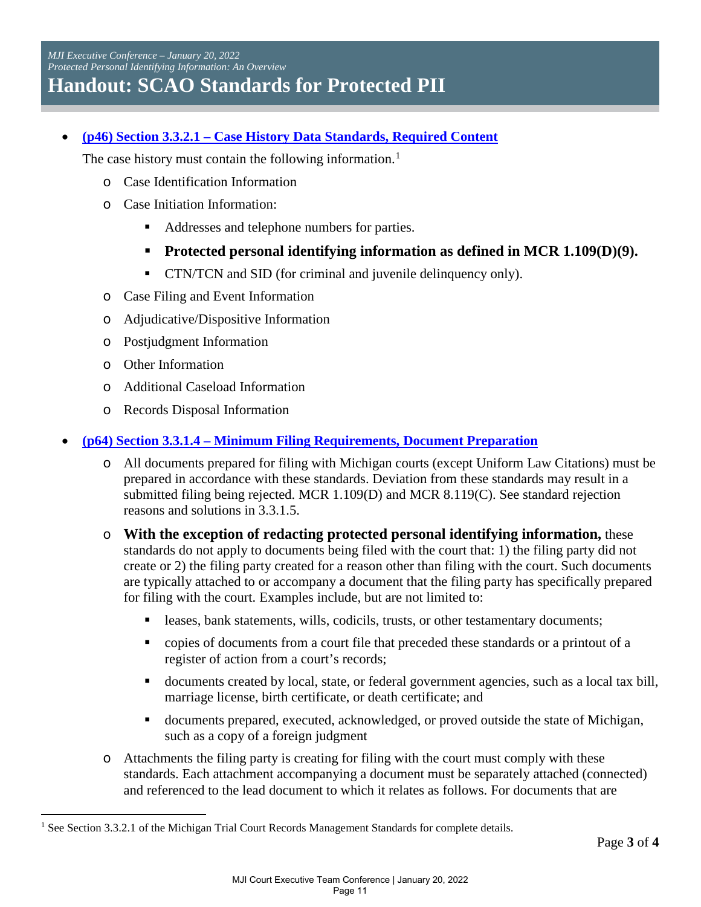# Handout: SCAO Standards for Protected PII

- **[(p46) Section 3.3.2.1 – Case History Data Standards, Required Content]**

  The case history must contain the following information.[1]

  - Case Identification Information
  - Case Initiation Information:
    - Addresses and telephone numbers for parties.
    - **Protected personal identifying information as defined in MCR 1.109(D)(9).**
    - CTN/TCN and SID (for criminal and juvenile delinquency only).
  - Case Filing and Event Information
  - Adjudicative/Dispositive Information
  - Postjudgment Information
  - Other Information
  - Additional Caseload Information
  - Records Disposal Information

- **[(p64) Section 3.3.1.4 – Minimum Filing Requirements, Document Preparation]**

  - All documents prepared for filing with Michigan courts (except Uniform Law Citations) must be prepared in accordance with these standards. Deviation from these standards may result in a submitted filing being rejected. MCR 1.109(D) and MCR 8.119(C). See standard rejection reasons and solutions in 3.3.1.5.
  - **With the exception of redacting protected personal identifying information,** these standards do not apply to documents being filed with the court that: 1) the filing party did not create or 2) the filing party created for a reason other than filing with the court. Such documents are typically attached to or accompany a document that the filing party has specifically prepared for filing with the court. Examples include, but are not limited to:
    - leases, bank statements, wills, codicils, trusts, or other testamentary documents;
    - copies of documents from a court file that preceded these standards or a printout of a register of action from a court's records;
    - documents created by local, state, or federal government agencies, such as a local tax bill, marriage license, birth certificate, or death certificate; and
    - documents prepared, executed, acknowledged, or proved outside the state of Michigan, such as a copy of a foreign judgment
  - Attachments the filing party is creating for filing with the court must comply with these standards. Each attachment accompanying a document must be separately attached (connected) and referenced to the lead document to which it relates as follows. For documents that are

[1] See Section 3.3.2.1 of the Michigan Trial Court Records Management Standards for complete details.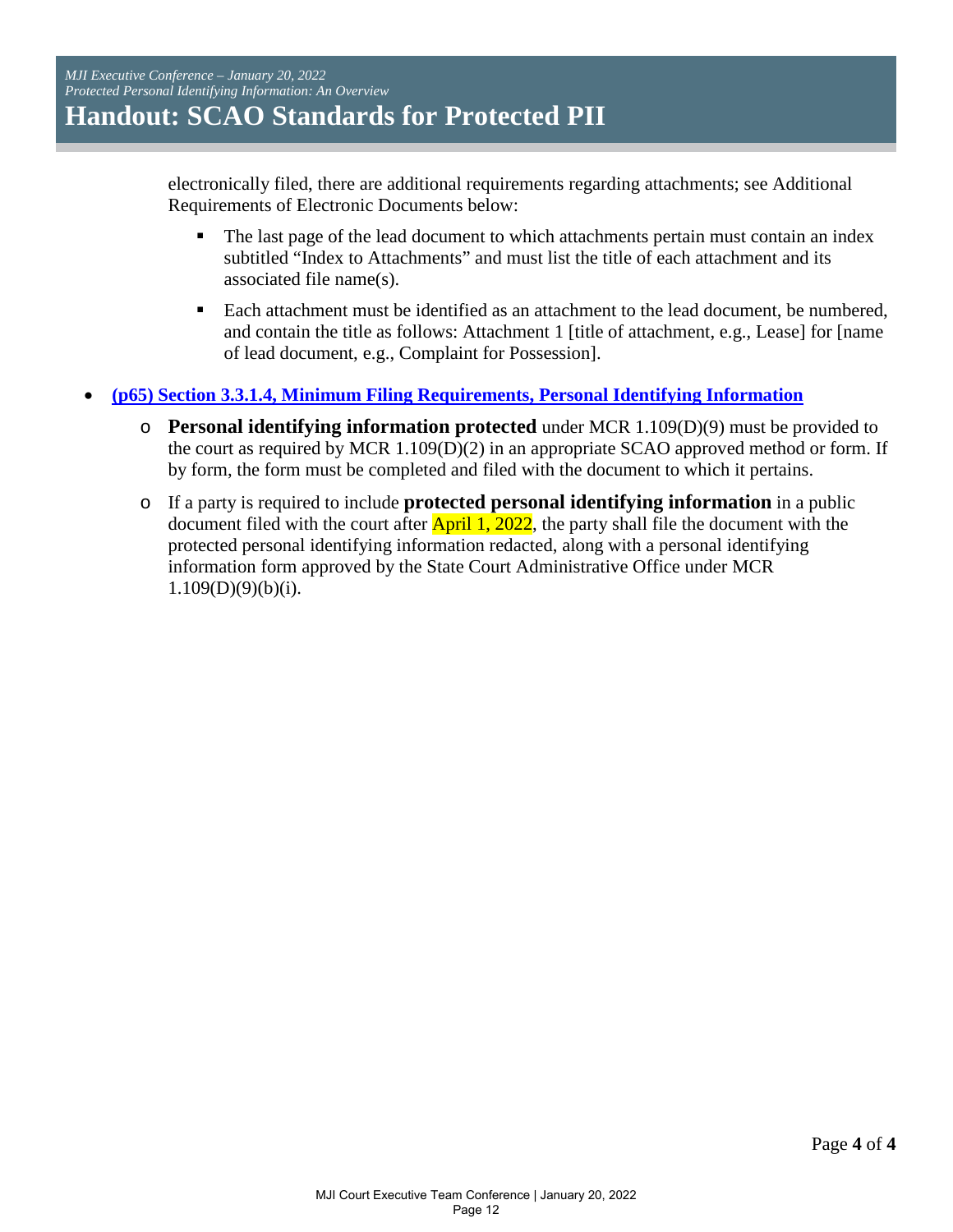electronically filed, there are additional requirements regarding attachments; see Additional Requirements of Electronic Documents below:

- The last page of the lead document to which attachments pertain must contain an index subtitled "Index to Attachments" and must list the title of each attachment and its associated file name(s).
- Each attachment must be identified as an attachment to the lead document, be numbered, and contain the title as follows: Attachment 1 [title of attachment, e.g., Lease] for [name of lead document, e.g., Complaint for Possession].

- **(p65) Section 3.3.1.4, Minimum Filing Requirements, Personal Identifying Information**
  - **Personal identifying information protected** under MCR 1.109(D)(9) must be provided to the court as required by MCR 1.109(D)(2) in an appropriate SCAO approved method or form. If by form, the form must be completed and filed with the document to which it pertains.
  - If a party is required to include **protected personal identifying information** in a public document filed with the court after April 1, 2022, the party shall file the document with the protected personal identifying information redacted, along with a personal identifying information form approved by the State Court Administrative Office under MCR 1.109(D)(9)(b)(i).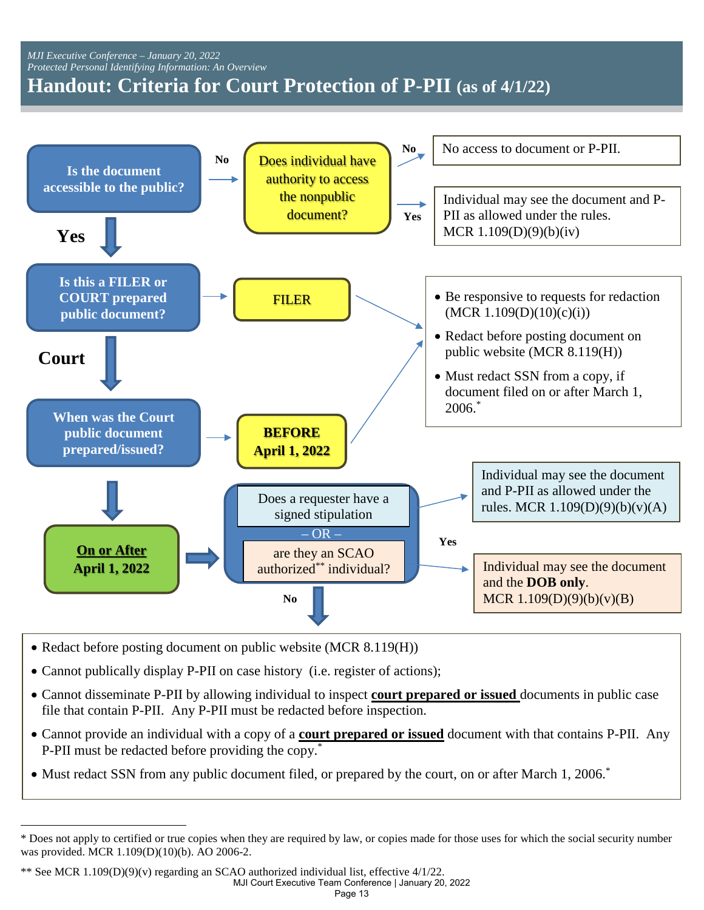*MJI Executive Conference – January 20, 2022*
*Protected Personal Identifying Information: An Overview*

# Handout: Criteria for Court Protection of P-PII (as of 4/1/22)

**Is the document accessible to the public?**

- **No** → **Does individual have authority to access the nonpublic document?**
  - **No** → No access to document or P-PII.
  - **Yes** → Individual may see the document and P-PII as allowed under the rules. MCR 1.109(D)(9)(b)(iv)
- **Yes** → **Is this a FILER or COURT prepared public document?**
  - **FILER** →
    - Be responsive to requests for redaction (MCR 1.109(D)(10)(c)(i))
    - Redact before posting document on public website (MCR 8.119(H))
    - Must redact SSN from a copy, if document filed on or after March 1, 2006.*
  - **Court** → **When was the Court public document prepared/issued?**
    - **BEFORE April 1, 2022** →
      - Be responsive to requests for redaction (MCR 1.109(D)(10)(c)(i))
      - Redact before posting document on public website (MCR 8.119(H))
      - Must redact SSN from a copy, if document filed on or after March 1, 2006.*
    - **On or After April 1, 2022** → Does a requester have a signed stipulation – OR – are they an SCAO authorized** individual?
      - **Yes** (signed stipulation) → Individual may see the document and P-PII as allowed under the rules. MCR 1.109(D)(9)(b)(v)(A)
      - **Yes** (SCAO authorized individual) → Individual may see the document and the **DOB only**. MCR 1.109(D)(9)(b)(v)(B)
      - **No** →
        - Redact before posting document on public website (MCR 8.119(H))
        - Cannot publically display P-PII on case history (i.e. register of actions);
        - Cannot disseminate P-PII by allowing individual to inspect **court prepared or issued** documents in public case file that contain P-PII. Any P-PII must be redacted before inspection.
        - Cannot provide an individual with a copy of a **court prepared or issued** document with that contains P-PII. Any P-PII must be redacted before providing the copy.*
        - Must redact SSN from any public document filed, or prepared by the court, on or after March 1, 2006.*

---

* Does not apply to certified or true copies when they are required by law, or copies made for those uses for which the social security number was provided. MCR 1.109(D)(10)(b). AO 2006-2.

** See MCR 1.109(D)(9)(v) regarding an SCAO authorized individual list, effective 4/1/22.